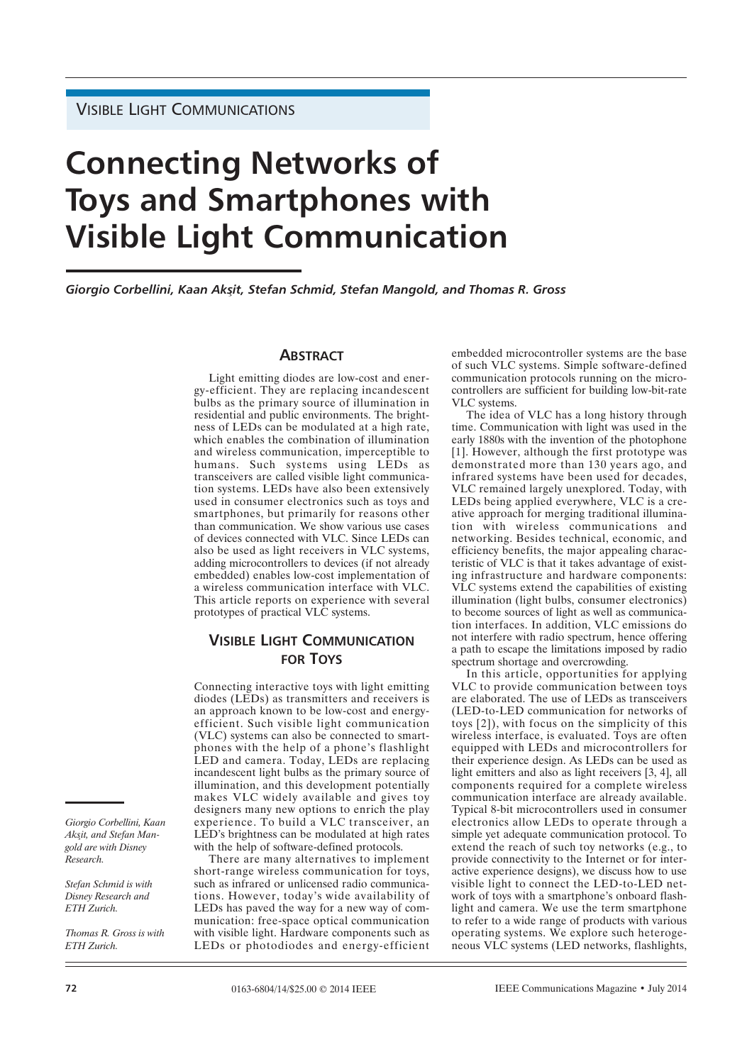Visible Light Communications

# Connecting Networks of Toys and Smartphones with Visible Light Communication

*Giorgio Corbellini, Kaan Akşit, Stefan Schmid, Stefan Mangold, and Thomas R. Gross*

## Abstract

Light emitting diodes are low-cost and energy-efficient. They are replacing incandescent bulbs as the primary source of illumination in residential and public environments. The brightness of LEDs can be modulated at a high rate, which enables the combination of illumination and wireless communication, imperceptible to humans. Such systems using LEDs as transceivers are called visible light communication systems. LEDs have also been extensively used in consumer electronics such as toys and smartphones, but primarily for reasons other than communication. We show various use cases of devices connected with VLC. Since LEDs can also be used as light receivers in VLC systems, adding microcontrollers to devices (if not already embedded) enables low-cost implementation of a wireless communication interface with VLC. This article reports on experience with several prototypes of practical VLC systems.

## Visible Light Communication for Toys

Connecting interactive toys with light emitting diodes (LEDs) as transmitters and receivers is an approach known to be low-cost and energy-efficient. Such visible light communication (VLC) systems can also be connected to smartphones with the help of a phone's flashlight LED and camera. Today, LEDs are replacing incandescent light bulbs as the primary source of illumination, and this development potentially makes VLC widely available and gives toy designers many new options to enrich the play experience. To build a VLC transceiver, an LED's brightness can be modulated at high rates with the help of software-defined protocols.

There are many alternatives to implement short-range wireless communication for toys, such as infrared or unlicensed radio communications. However, today's wide availability of LEDs has paved the way for a new way of communication: free-space optical communication with visible light. Hardware components such as LEDs or photodiodes and energy-efficient embedded microcontroller systems are the base of such VLC systems. Simple software-defined communication protocols running on the microcontrollers are sufficient for building low-bit-rate VLC systems.

The idea of VLC has a long history through time. Communication with light was used in the early 1880s with the invention of the photophone [1]. However, although the first prototype was demonstrated more than 130 years ago, and infrared systems have been used for decades, VLC remained largely unexplored. Today, with LEDs being applied everywhere, VLC is a creative approach for merging traditional illumination with wireless communications and networking. Besides technical, economic, and efficiency benefits, the major appealing characteristic of VLC is that it takes advantage of existing infrastructure and hardware components: VLC systems extend the capabilities of existing illumination (light bulbs, consumer electronics) to become sources of light as well as communication interfaces. In addition, VLC emissions do not interfere with radio spectrum, hence offering a path to escape the limitations imposed by radio spectrum shortage and overcrowding.

In this article, opportunities for applying VLC to provide communication between toys are elaborated. The use of LEDs as transceivers (LED-to-LED communication for networks of toys [2]), with focus on the simplicity of this wireless interface, is evaluated. Toys are often equipped with LEDs and microcontrollers for their experience design. As LEDs can be used as light emitters and also as light receivers [3, 4], all components required for a complete wireless communication interface are already available. Typical 8-bit microcontrollers used in consumer electronics allow LEDs to operate through a simple yet adequate communication protocol. To extend the reach of such toy networks (e.g., to provide connectivity to the Internet or for interactive experience designs), we discuss how to use visible light to connect the LED-to-LED network of toys with a smartphone's onboard flashlight and camera. We use the term smartphone to refer to a wide range of products with various operating systems. We explore such heterogeneous VLC systems (LED networks, flashlights,

*Giorgio Corbellini, Kaan Akşit, and Stefan Mangold are with Disney Research.*

*Stefan Schmid is with Disney Research and ETH Zurich.*

*Thomas R. Gross is with ETH Zurich.*

0163-6804/14/$25.00 © 2014 IEEE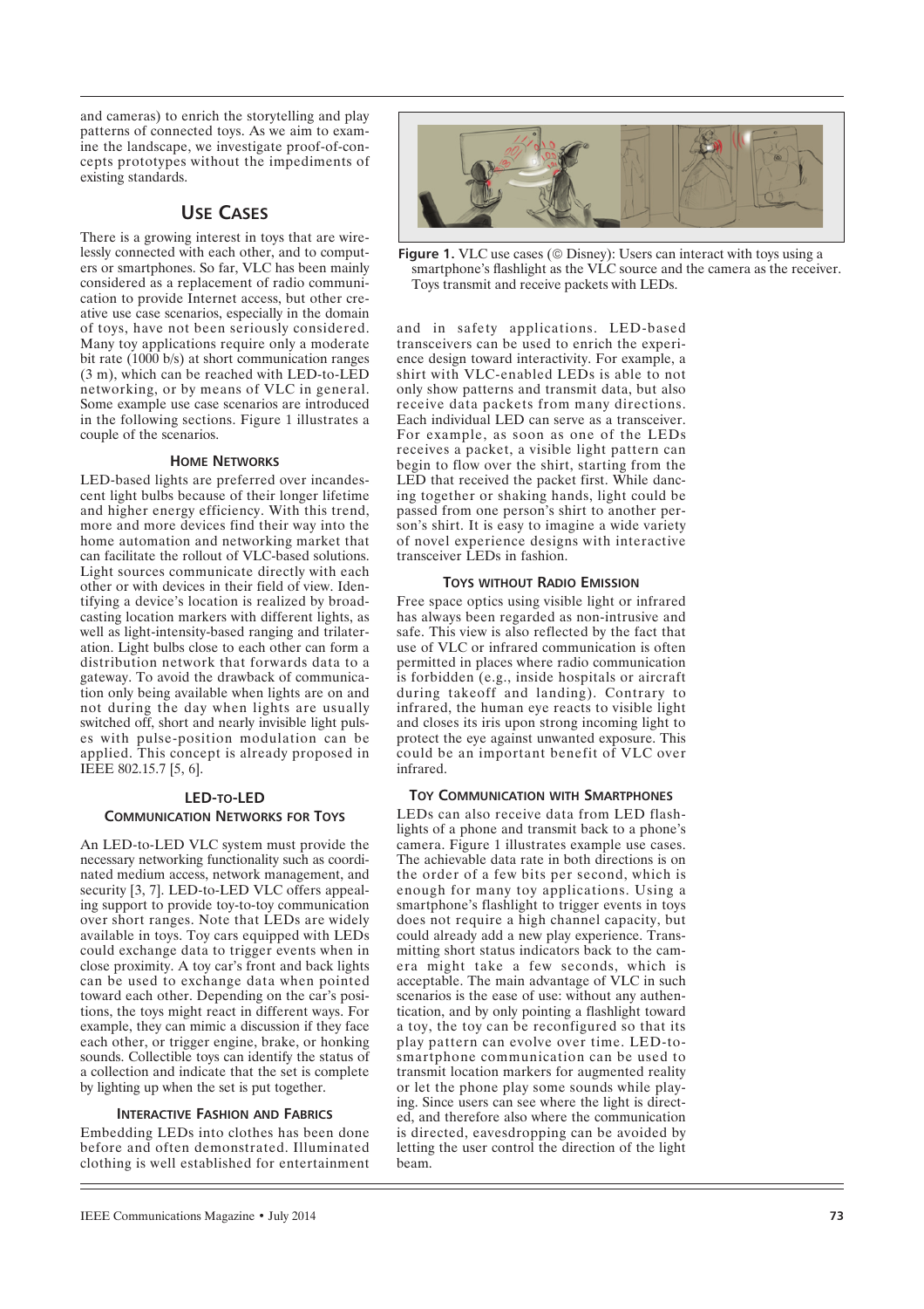and cameras) to enrich the storytelling and play patterns of connected toys. As we aim to examine the landscape, we investigate proof-of-concepts prototypes without the impediments of existing standards.

## USE CASES

There is a growing interest in toys that are wirelessly connected with each other, and to computers or smartphones. So far, VLC has been mainly considered as a replacement of radio communication to provide Internet access, but other creative use case scenarios, especially in the domain of toys, have not been seriously considered. Many toy applications require only a moderate bit rate (1000 b/s) at short communication ranges (3 m), which can be reached with LED-to-LED networking, or by means of VLC in general. Some example use case scenarios are introduced in the following sections. Figure 1 illustrates a couple of the scenarios.

### HOME NETWORKS

LED-based lights are preferred over incandescent light bulbs because of their longer lifetime and higher energy efficiency. With this trend, more and more devices find their way into the home automation and networking market that can facilitate the rollout of VLC-based solutions. Light sources communicate directly with each other or with devices in their field of view. Identifying a device's location is realized by broadcasting location markers with different lights, as well as light-intensity-based ranging and trilateration. Light bulbs close to each other can form a distribution network that forwards data to a gateway. To avoid the drawback of communication only being available when lights are on and not during the day when lights are usually switched off, short and nearly invisible light pulses with pulse-position modulation can be applied. This concept is already proposed in IEEE 802.15.7 [5, 6].

### LED-TO-LED COMMUNICATION NETWORKS FOR TOYS

An LED-to-LED VLC system must provide the necessary networking functionality such as coordinated medium access, network management, and security [3, 7]. LED-to-LED VLC offers appealing support to provide toy-to-toy communication over short ranges. Note that LEDs are widely available in toys. Toy cars equipped with LEDs could exchange data to trigger events when in close proximity. A toy car's front and back lights can be used to exchange data when pointed toward each other. Depending on the car's positions, the toys might react in different ways. For example, they can mimic a discussion if they face each other, or trigger engine, brake, or honking sounds. Collectible toys can identify the status of a collection and indicate that the set is complete by lighting up when the set is put together.

### INTERACTIVE FASHION AND FABRICS

Embedding LEDs into clothes has been done before and often demonstrated. Illuminated clothing is well established for entertainment and in safety applications. LED-based transceivers can be used to enrich the experience design toward interactivity. For example, a shirt with VLC-enabled LEDs is able to not only show patterns and transmit data, but also receive data packets from many directions. Each individual LED can serve as a transceiver. For example, as soon as one of the LEDs receives a packet, a visible light pattern can begin to flow over the shirt, starting from the LED that received the packet first. While dancing together or shaking hands, light could be passed from one person's shirt to another person's shirt. It is easy to imagine a wide variety of novel experience designs with interactive transceiver LEDs in fashion.

**Figure 1.** VLC use cases (© Disney): Users can interact with toys using a smartphone's flashlight as the VLC source and the camera as the receiver. Toys transmit and receive packets with LEDs.

### TOYS WITHOUT RADIO EMISSION

Free space optics using visible light or infrared has always been regarded as non-intrusive and safe. This view is also reflected by the fact that use of VLC or infrared communication is often permitted in places where radio communication is forbidden (e.g., inside hospitals or aircraft during takeoff and landing). Contrary to infrared, the human eye reacts to visible light and closes its iris upon strong incoming light to protect the eye against unwanted exposure. This could be an important benefit of VLC over infrared.

### TOY COMMUNICATION WITH SMARTPHONES

LEDs can also receive data from LED flashlights of a phone and transmit back to a phone's camera. Figure 1 illustrates example use cases. The achievable data rate in both directions is on the order of a few bits per second, which is enough for many toy applications. Using a smartphone's flashlight to trigger events in toys does not require a high channel capacity, but could already add a new play experience. Transmitting short status indicators back to the camera might take a few seconds, which is acceptable. The main advantage of VLC in such scenarios is the ease of use: without any authentication, and by only pointing a flashlight toward a toy, the toy can be reconfigured so that its play pattern can evolve over time. LED-to-smartphone communication can be used to transmit location markers for augmented reality or let the phone play some sounds while playing. Since users can see where the light is directed, and therefore also where the communication is directed, eavesdropping can be avoided by letting the user control the direction of the light beam.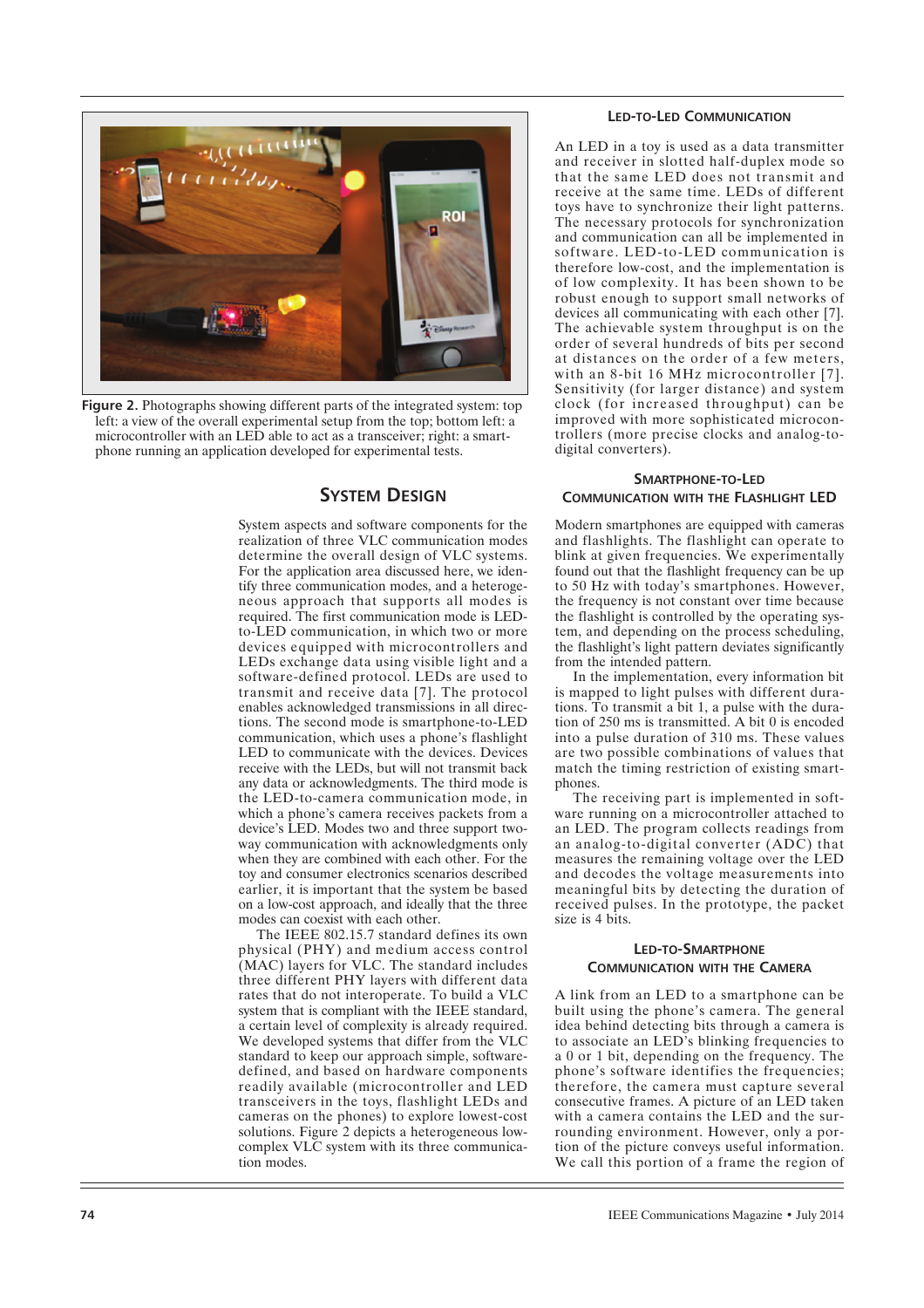Figure 2. Photographs showing different parts of the integrated system: top left: a view of the overall experimental setup from the top; bottom left: a microcontroller with an LED able to act as a transceiver; right: a smartphone running an application developed for experimental tests.

## System Design

System aspects and software components for the realization of three VLC communication modes determine the overall design of VLC systems. For the application area discussed here, we identify three communication modes, and a heterogeneous approach that supports all modes is required. The first communication mode is LED-to-LED communication, in which two or more devices equipped with microcontrollers and LEDs exchange data using visible light and a software-defined protocol. LEDs are used to transmit and receive data [7]. The protocol enables acknowledged transmissions in all directions. The second mode is smartphone-to-LED communication, which uses a phone's flashlight LED to communicate with the devices. Devices receive with the LEDs, but will not transmit back any data or acknowledgments. The third mode is the LED-to-camera communication mode, in which a phone's camera receives packets from a device's LED. Modes two and three support two-way communication with acknowledgments only when they are combined with each other. For the toy and consumer electronics scenarios described earlier, it is important that the system be based on a low-cost approach, and ideally that the three modes can coexist with each other.

The IEEE 802.15.7 standard defines its own physical (PHY) and medium access control (MAC) layers for VLC. The standard includes three different PHY layers with different data rates that do not interoperate. To build a VLC system that is compliant with the IEEE standard, a certain level of complexity is already required. We developed systems that differ from the VLC standard to keep our approach simple, software-defined, and based on hardware components readily available (microcontroller and LED transceivers in the toys, flashlight LEDs and cameras on the phones) to explore lowest-cost solutions. Figure 2 depicts a heterogeneous low-complex VLC system with its three communication modes.

### LED-to-LED Communication

An LED in a toy is used as a data transmitter and receiver in slotted half-duplex mode so that the same LED does not transmit and receive at the same time. LEDs of different toys have to synchronize their light patterns. The necessary protocols for synchronization and communication can all be implemented in software. LED-to-LED communication is therefore low-cost, and the implementation is of low complexity. It has been shown to be robust enough to support small networks of devices all communicating with each other [7]. The achievable system throughput is on the order of several hundreds of bits per second at distances on the order of a few meters, with an 8-bit 16 MHz microcontroller [7]. Sensitivity (for larger distance) and system clock (for increased throughput) can be improved with more sophisticated microcontrollers (more precise clocks and analog-to-digital converters).

### Smartphone-to-LED Communication with the Flashlight LED

Modern smartphones are equipped with cameras and flashlights. The flashlight can operate to blink at given frequencies. We experimentally found out that the flashlight frequency can be up to 50 Hz with today's smartphones. However, the frequency is not constant over time because the flashlight is controlled by the operating system, and depending on the process scheduling, the flashlight's light pattern deviates significantly from the intended pattern.

In the implementation, every information bit is mapped to light pulses with different durations. To transmit a bit 1, a pulse with the duration of 250 ms is transmitted. A bit 0 is encoded into a pulse duration of 310 ms. These values are two possible combinations of values that match the timing restriction of existing smartphones.

The receiving part is implemented in software running on a microcontroller attached to an LED. The program collects readings from an analog-to-digital converter (ADC) that measures the remaining voltage over the LED and decodes the voltage measurements into meaningful bits by detecting the duration of received pulses. In the prototype, the packet size is 4 bits.

### LED-to-Smartphone Communication with the Camera

A link from an LED to a smartphone can be built using the phone's camera. The general idea behind detecting bits through a camera is to associate an LED's blinking frequencies to a 0 or 1 bit, depending on the frequency. The phone's software identifies the frequencies; therefore, the camera must capture several consecutive frames. A picture of an LED taken with a camera contains the LED and the surrounding environment. However, only a portion of the picture conveys useful information. We call this portion of a frame the region of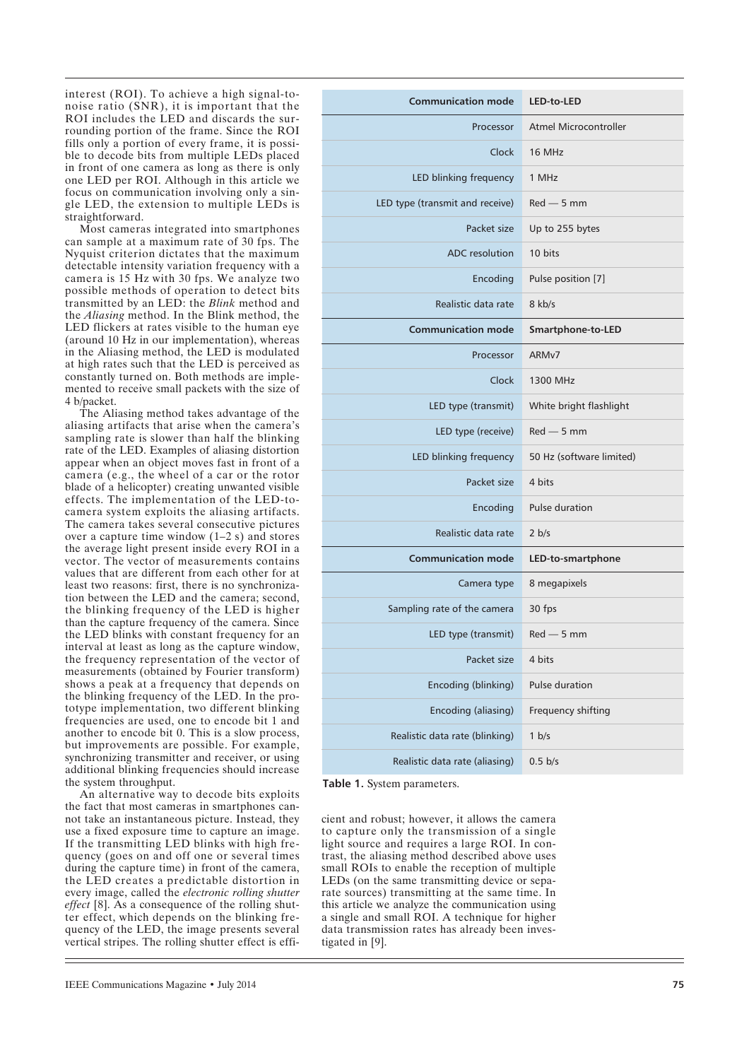interest (ROI). To achieve a high signal-to-noise ratio (SNR), it is important that the ROI includes the LED and discards the surrounding portion of the frame. Since the ROI fills only a portion of every frame, it is possible to decode bits from multiple LEDs placed in front of one camera as long as there is only one LED per ROI. Although in this article we focus on communication involving only a single LED, the extension to multiple LEDs is straightforward.

Most cameras integrated into smartphones can sample at a maximum rate of 30 fps. The Nyquist criterion dictates that the maximum detectable intensity variation frequency with a camera is 15 Hz with 30 fps. We analyze two possible methods of operation to detect bits transmitted by an LED: the *Blink* method and the *Aliasing* method. In the Blink method, the LED flickers at rates visible to the human eye (around 10 Hz in our implementation), whereas in the Aliasing method, the LED is modulated at high rates such that the LED is perceived as constantly turned on. Both methods are implemented to receive small packets with the size of 4 b/packet.

The Aliasing method takes advantage of the aliasing artifacts that arise when the camera's sampling rate is slower than half the blinking rate of the LED. Examples of aliasing distortion appear when an object moves fast in front of a camera (e.g., the wheel of a car or the rotor blade of a helicopter) creating unwanted visible effects. The implementation of the LED-to-camera system exploits the aliasing artifacts. The camera takes several consecutive pictures over a capture time window (1–2 s) and stores the average light present inside every ROI in a vector. The vector of measurements contains values that are different from each other for at least two reasons: first, there is no synchronization between the LED and the camera; second, the blinking frequency of the LED is higher than the capture frequency of the camera. Since the LED blinks with constant frequency for an interval at least as long as the capture window, the frequency representation of the vector of measurements (obtained by Fourier transform) shows a peak at a frequency that depends on the blinking frequency of the LED. In the prototype implementation, two different blinking frequencies are used, one to encode bit 1 and another to encode bit 0. This is a slow process, but improvements are possible. For example, synchronizing transmitter and receiver, or using additional blinking frequencies should increase the system throughput.

An alternative way to decode bits exploits the fact that most cameras in smartphones cannot take an instantaneous picture. Instead, they use a fixed exposure time to capture an image. If the transmitting LED blinks with high frequency (goes on and off one or several times during the capture time) in front of the camera, the LED creates a predictable distortion in every image, called the *electronic rolling shutter effect* [8]. As a consequence of the rolling shutter effect, which depends on the blinking frequency of the LED, the image presents several vertical stripes. The rolling shutter effect is efficient and robust; however, it allows the camera to capture only the transmission of a single light source and requires a large ROI. In contrast, the aliasing method described above uses small ROIs to enable the reception of multiple LEDs (on the same transmitting device or separate sources) transmitting at the same time. In this article we analyze the communication using a single and small ROI. A technique for higher data transmission rates has already been investigated in [9].

| Communication mode | LED-to-LED |
|---|---|
| Processor | Atmel Microcontroller |
| Clock | 16 MHz |
| LED blinking frequency | 1 MHz |
| LED type (transmit and receive) | Red — 5 mm |
| Packet size | Up to 255 bytes |
| ADC resolution | 10 bits |
| Encoding | Pulse position [7] |
| Realistic data rate | 8 kb/s |
| **Communication mode** | **Smartphone-to-LED** |
| Processor | ARMv7 |
| Clock | 1300 MHz |
| LED type (transmit) | White bright flashlight |
| LED type (receive) | Red — 5 mm |
| LED blinking frequency | 50 Hz (software limited) |
| Packet size | 4 bits |
| Encoding | Pulse duration |
| Realistic data rate | 2 b/s |
| **Communication mode** | **LED-to-smartphone** |
| Camera type | 8 megapixels |
| Sampling rate of the camera | 30 fps |
| LED type (transmit) | Red — 5 mm |
| Packet size | 4 bits |
| Encoding (blinking) | Pulse duration |
| Encoding (aliasing) | Frequency shifting |
| Realistic data rate (blinking) | 1 b/s |
| Realistic data rate (aliasing) | 0.5 b/s |

**Table 1.** System parameters.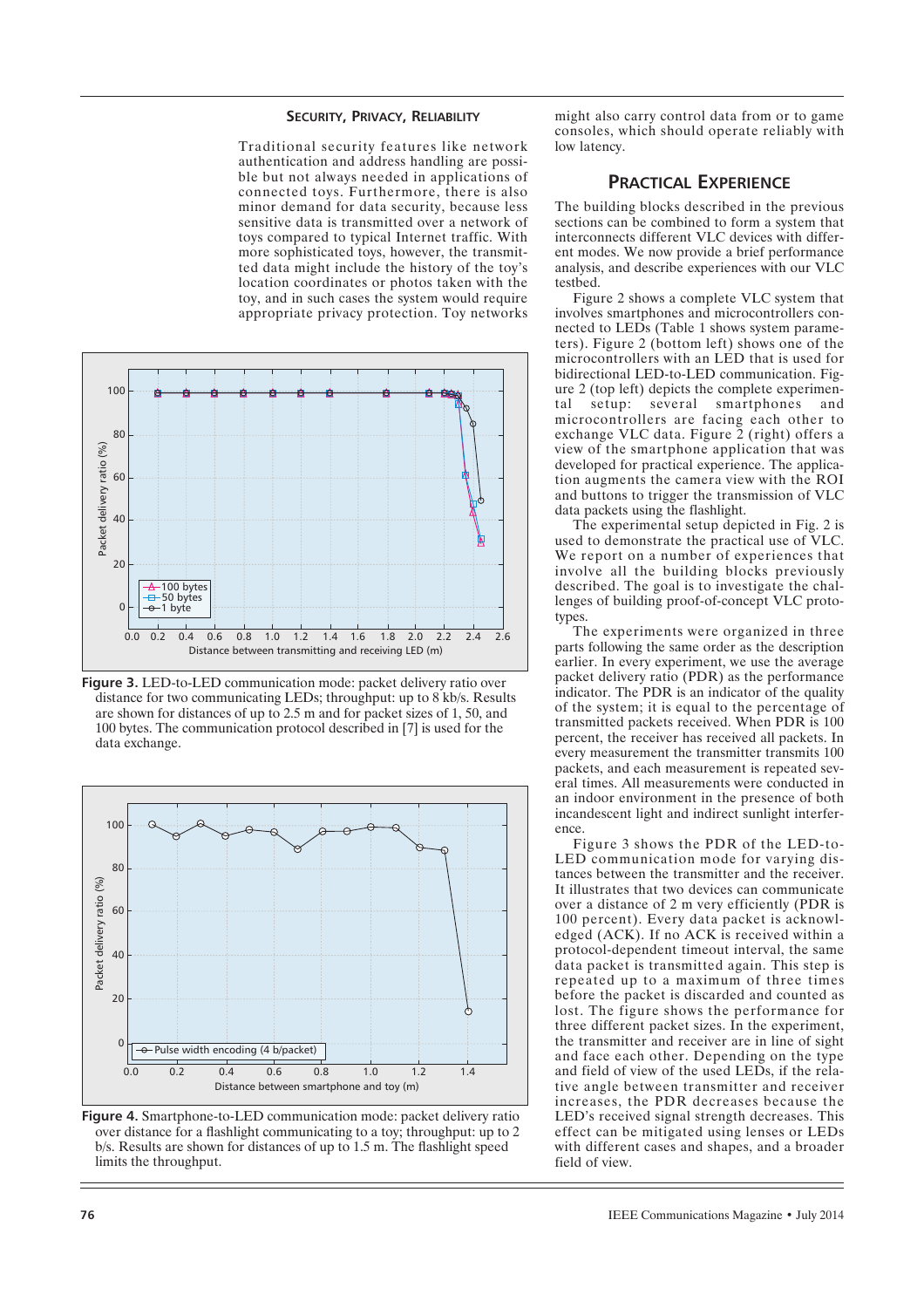### SECURITY, PRIVACY, RELIABILITY

Traditional security features like network authentication and address handling are possible but not always needed in applications of connected toys. Furthermore, there is also minor demand for data security, because less sensitive data is transmitted over a network of toys compared to typical Internet traffic. With more sophisticated toys, however, the transmitted data might include the history of the toy's location coordinates or photos taken with the toy, and in such cases the system would require appropriate privacy protection. Toy networks might also carry control data from or to game consoles, which should operate reliably with low latency.

**Figure 3.** LED-to-LED communication mode: packet delivery ratio over distance for two communicating LEDs; throughput: up to 8 kb/s. Results are shown for distances of up to 2.5 m and for packet sizes of 1, 50, and 100 bytes. The communication protocol described in [7] is used for the data exchange.

**Figure 4.** Smartphone-to-LED communication mode: packet delivery ratio over distance for a flashlight communicating to a toy; throughput: up to 2 b/s. Results are shown for distances of up to 1.5 m. The flashlight speed limits the throughput.

## PRACTICAL EXPERIENCE

The building blocks described in the previous sections can be combined to form a system that interconnects different VLC devices with different modes. We now provide a brief performance analysis, and describe experiences with our VLC testbed.

Figure 2 shows a complete VLC system that involves smartphones and microcontrollers connected to LEDs (Table 1 shows system parameters). Figure 2 (bottom left) shows one of the microcontrollers with an LED that is used for bidirectional LED-to-LED communication. Figure 2 (top left) depicts the complete experimental setup: several smartphones and microcontrollers are facing each other to exchange VLC data. Figure 2 (right) offers a view of the smartphone application that was developed for practical experience. The application augments the camera view with the ROI and buttons to trigger the transmission of VLC data packets using the flashlight.

The experimental setup depicted in Fig. 2 is used to demonstrate the practical use of VLC. We report on a number of experiences that involve all the building blocks previously described. The goal is to investigate the challenges of building proof-of-concept VLC prototypes.

The experiments were organized in three parts following the same order as the description earlier. In every experiment, we use the average packet delivery ratio (PDR) as the performance indicator. The PDR is an indicator of the quality of the system; it is equal to the percentage of transmitted packets received. When PDR is 100 percent, the receiver has received all packets. In every measurement the transmitter transmits 100 packets, and each measurement is repeated several times. All measurements were conducted in an indoor environment in the presence of both incandescent light and indirect sunlight interference.

Figure 3 shows the PDR of the LED-to-LED communication mode for varying distances between the transmitter and the receiver. It illustrates that two devices can communicate over a distance of 2 m very efficiently (PDR is 100 percent). Every data packet is acknowledged (ACK). If no ACK is received within a protocol-dependent timeout interval, the same data packet is transmitted again. This step is repeated up to a maximum of three times before the packet is discarded and counted as lost. The figure shows the performance for three different packet sizes. In the experiment, the transmitter and receiver are in line of sight and face each other. Depending on the type and field of view of the used LEDs, if the relative angle between transmitter and receiver increases, the PDR decreases because the LED's received signal strength decreases. This effect can be mitigated using lenses or LEDs with different cases and shapes, and a broader field of view.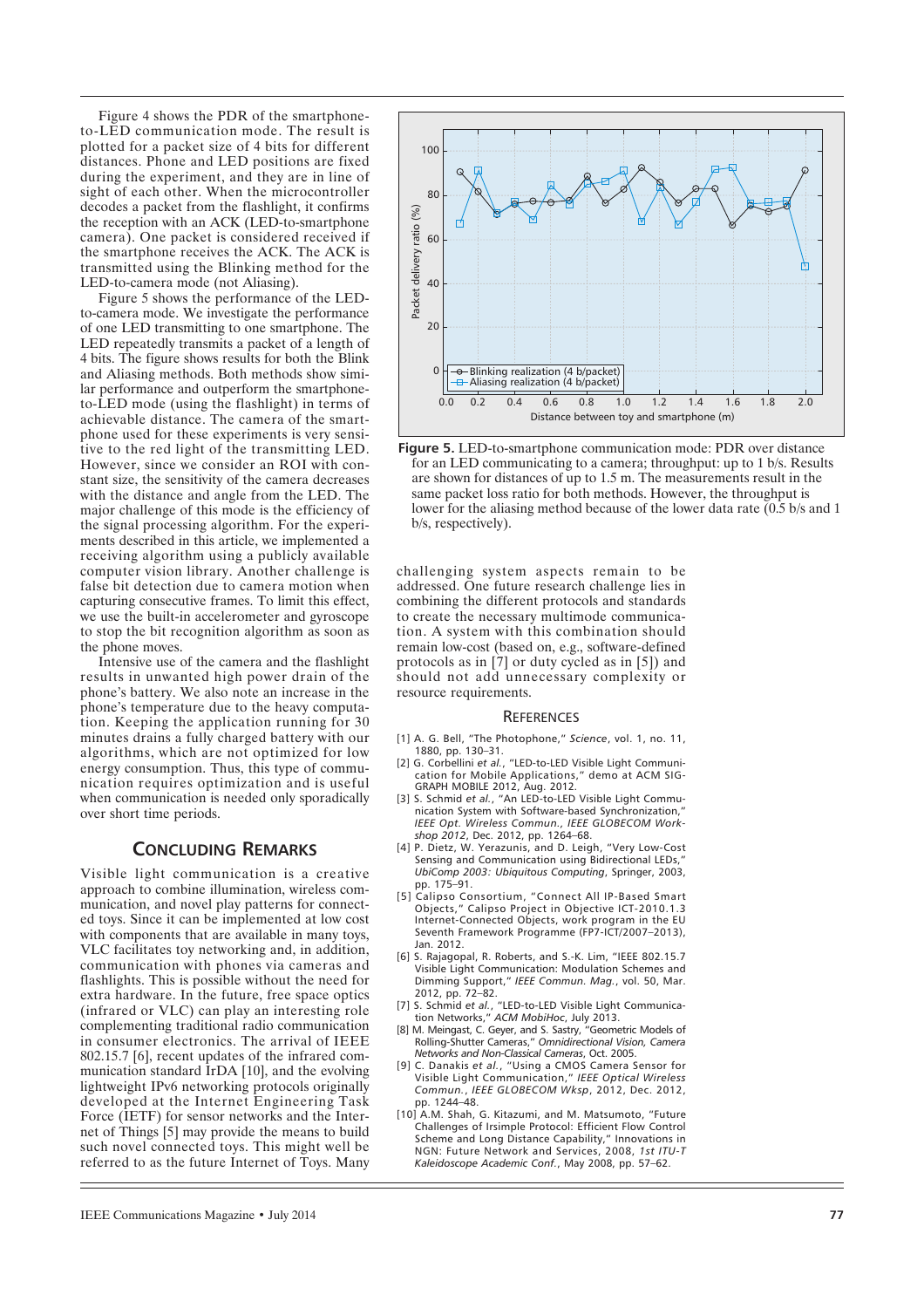Figure 4 shows the PDR of the smartphone-to-LED communication mode. The result is plotted for a packet size of 4 bits for different distances. Phone and LED positions are fixed during the experiment, and they are in line of sight of each other. When the microcontroller decodes a packet from the flashlight, it confirms the reception with an ACK (LED-to-smartphone camera). One packet is considered received if the smartphone receives the ACK. The ACK is transmitted using the Blinking method for the LED-to-camera mode (not Aliasing).

Figure 5 shows the performance of the LED-to-camera mode. We investigate the performance of one LED transmitting to one smartphone. The LED repeatedly transmits a packet of a length of 4 bits. The figure shows results for both the Blink and Aliasing methods. Both methods show similar performance and outperform the smartphone-to-LED mode (using the flashlight) in terms of achievable distance. The camera of the smartphone used for these experiments is very sensitive to the red light of the transmitting LED. However, since we consider an ROI with constant size, the sensitivity of the camera decreases with the distance and angle from the LED. The major challenge of this mode is the efficiency of the signal processing algorithm. For the experiments described in this article, we implemented a receiving algorithm using a publicly available computer vision library. Another challenge is false bit detection due to camera motion when capturing consecutive frames. To limit this effect, we use the built-in accelerometer and gyroscope to stop the bit recognition algorithm as soon as the phone moves.

Intensive use of the camera and the flashlight results in unwanted high power drain of the phone's battery. We also note an increase in the phone's temperature due to the heavy computation. Keeping the application running for 30 minutes drains a fully charged battery with our algorithms, which are not optimized for low energy consumption. Thus, this type of communication requires optimization and is useful when communication is needed only sporadically over short time periods.

## Concluding Remarks

Visible light communication is a creative approach to combine illumination, wireless communication, and novel play patterns for connected toys. Since it can be implemented at low cost with components that are available in many toys, VLC facilitates toy networking and, in addition, communication with phones via cameras and flashlights. This is possible without the need for extra hardware. In the future, free space optics (infrared or VLC) can play an interesting role complementing traditional radio communication in consumer electronics. The arrival of IEEE 802.15.7 [6], recent updates of the infrared communication standard IrDA [10], and the evolving lightweight IPv6 networking protocols originally developed at the Internet Engineering Task Force (IETF) for sensor networks and the Internet of Things [5] may provide the means to build such novel connected toys. This might well be referred to as the future Internet of Toys. Many challenging system aspects remain to be addressed. One future research challenge lies in combining the different protocols and standards to create the necessary multimode communication. A system with this combination should remain low-cost (based on, e.g., software-defined protocols as in [7] or duty cycled as in [5]) and should not add unnecessary complexity or resource requirements.

**Figure 5.** LED-to-smartphone communication mode: PDR over distance for an LED communicating to a camera; throughput: up to 1 b/s. Results are shown for distances of up to 1.5 m. The measurements result in the same packet loss ratio for both methods. However, the throughput is lower for the aliasing method because of the lower data rate (0.5 b/s and 1 b/s, respectively).

## References

[1] A. G. Bell, "The Photophone," *Science*, vol. 1, no. 11, 1880, pp. 130–31.

[2] G. Corbellini *et al.*, "LED-to-LED Visible Light Communication for Mobile Applications," demo at ACM SIGGRAPH MOBILE 2012, Aug. 2012.

[3] S. Schmid *et al.*, "An LED-to-LED Visible Light Communication System with Software-based Synchronization," *IEEE Opt. Wireless Commun., IEEE GLOBECOM Workshop 2012*, Dec. 2012, pp. 1264–68.

[4] P. Dietz, W. Yerazunis, and D. Leigh, "Very Low-Cost Sensing and Communication using Bidirectional LEDs," *UbiComp 2003: Ubiquitous Computing*, Springer, 2003, pp. 175–91.

[5] Calipso Consortium, "Connect All IP-Based Smart Objects," Calipso Project in Objective ICT-2010.1.3 Internet-Connected Objects, work program in the EU Seventh Framework Programme (FP7-ICT/2007–2013), Jan. 2012.

[6] S. Rajagopal, R. Roberts, and S.-K. Lim, "IEEE 802.15.7 Visible Light Communication: Modulation Schemes and Dimming Support," *IEEE Commun. Mag.*, vol. 50, Mar. 2012, pp. 72–82.

[7] S. Schmid *et al.*, "LED-to-LED Visible Light Communication Networks," *ACM MobiHoc*, July 2013.

[8] M. Meingast, C. Geyer, and S. Sastry, "Geometric Models of Rolling-Shutter Cameras," *Omnidirectional Vision, Camera Networks and Non-Classical Cameras*, Oct. 2005.

[9] C. Danakis *et al.*, "Using a CMOS Camera Sensor for Visible Light Communication," *IEEE Optical Wireless Commun., IEEE GLOBECOM Wksp*, 2012, Dec. 2012, pp. 1244–48.

[10] A.M. Shah, G. Kitazumi, and M. Matsumoto, "Future Challenges of Irsimple Protocol: Efficient Flow Control Scheme and Long Distance Capability," Innovations in NGN: Future Network and Services, 2008, *1st ITU-T Kaleidoscope Academic Conf.*, May 2008, pp. 57–62.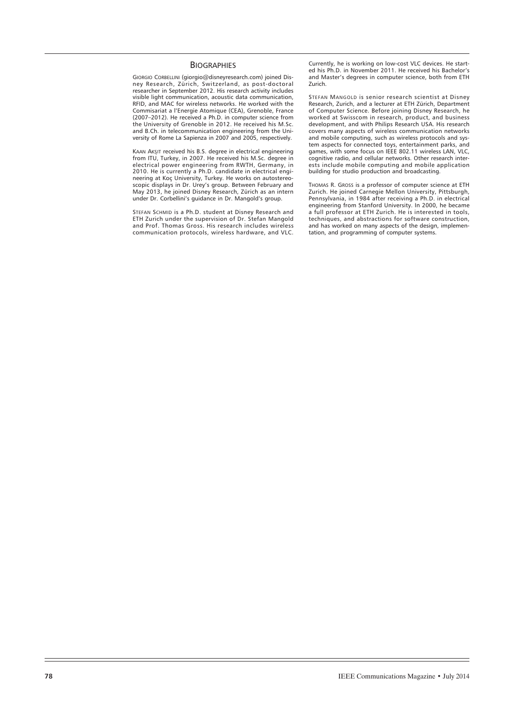## BIOGRAPHIES

GIORGIO CORBELLINI (giorgio@disneyresearch.com) joined Disney Research, Zürich, Switzerland, as post-doctoral researcher in September 2012. His research activity includes visible light communication, acoustic data communication, RFID, and MAC for wireless networks. He worked with the Commisariat a l'Energie Atomique (CEA), Grenoble, France (2007–2012). He received a Ph.D. in computer science from the University of Grenoble in 2012. He received his M.Sc. and B.Ch. in telecommunication engineering from the University of Rome La Sapienza in 2007 and 2005, respectively.

KAAN AKŞIT received his B.S. degree in electrical engineering from ITU, Turkey, in 2007. He received his M.Sc. degree in electrical power engineering from RWTH, Germany, in 2010. He is currently a Ph.D. candidate in electrical engineering at Koç University, Turkey. He works on autostereoscopic displays in Dr. Urey's group. Between February and May 2013, he joined Disney Research, Zürich as an intern under Dr. Corbellini's guidance in Dr. Mangold's group.

STEFAN SCHMID is a Ph.D. student at Disney Research and ETH Zurich under the supervision of Dr. Stefan Mangold and Prof. Thomas Gross. His research includes wireless communication protocols, wireless hardware, and VLC. Currently, he is working on low-cost VLC devices. He started his Ph.D. in November 2011. He received his Bachelor's and Master's degrees in computer science, both from ETH Zurich.

STEFAN MANGOLD is senior research scientist at Disney Research, Zurich, and a lecturer at ETH Zürich, Department of Computer Science. Before joining Disney Research, he worked at Swisscom in research, product, and business development, and with Philips Research USA. His research covers many aspects of wireless communication networks and mobile computing, such as wireless protocols and system aspects for connected toys, entertainment parks, and games, with some focus on IEEE 802.11 wireless LAN, VLC, cognitive radio, and cellular networks. Other research interests include mobile computing and mobile application building for studio production and broadcasting.

THOMAS R. GROSS is a professor of computer science at ETH Zurich. He joined Carnegie Mellon University, Pittsburgh, Pennsylvania, in 1984 after receiving a Ph.D. in electrical engineering from Stanford University. In 2000, he became a full professor at ETH Zurich. He is interested in tools, techniques, and abstractions for software construction, and has worked on many aspects of the design, implementation, and programming of computer systems.